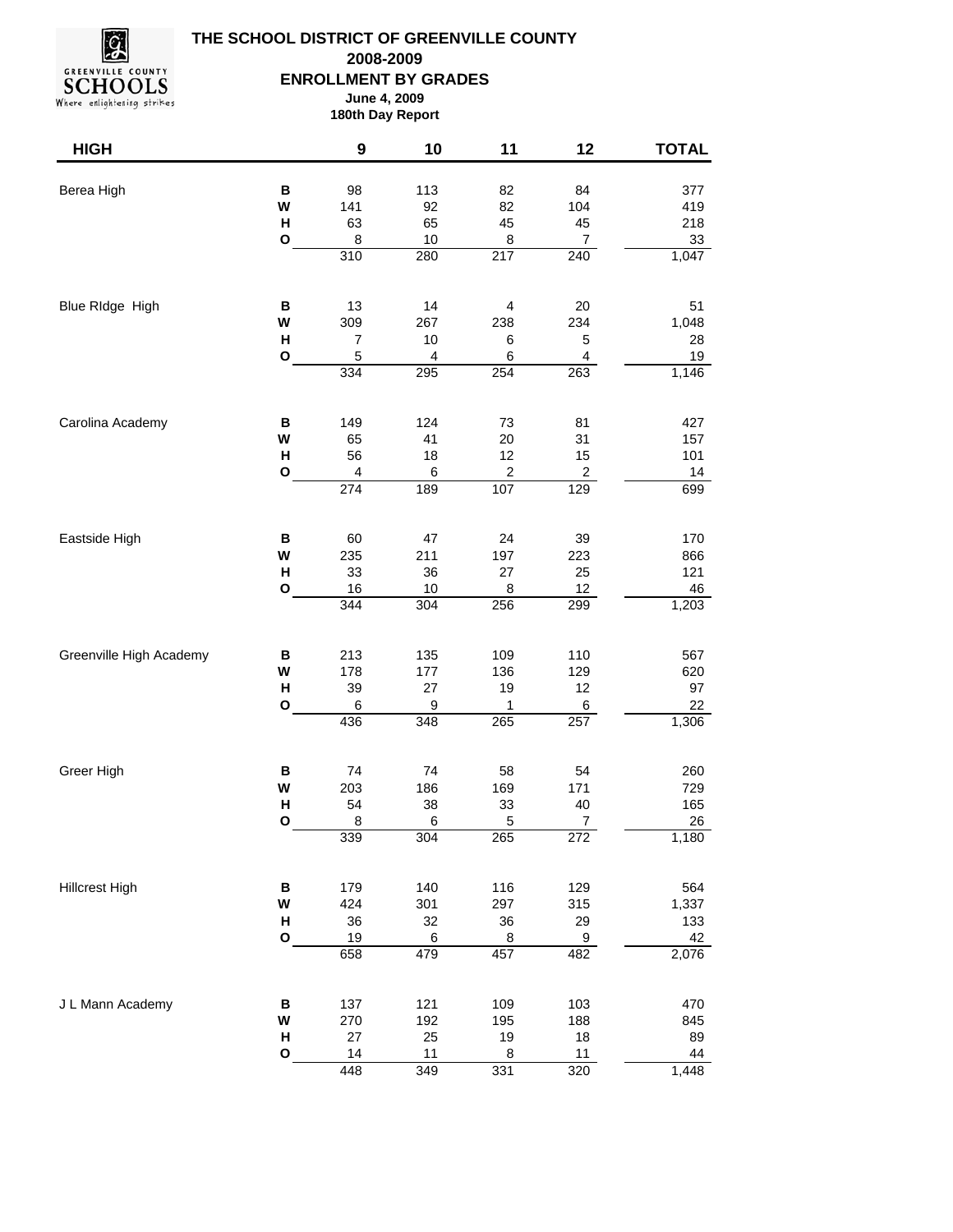# THE SCHOOL DISTRICT OF GREENVILLE COUNTY

## 2008-2009

## ENROLLMENT BY GRADES

**June 4, 2009**

**180th Day Report**

| HIGH | | 9 | 10 | 11 | 12 | TOTAL |
|---|---|---|---|---|---|---|
| Berea High | B | 98 | 113 | 82 | 84 | 377 |
| | W | 141 | 92 | 82 | 104 | 419 |
| | H | 63 | 65 | 45 | 45 | 218 |
| | O | 8 | 10 | 8 | 7 | 33 |
| | | 310 | 280 | 217 | 240 | 1,047 |
| Blue RIdge High | B | 13 | 14 | 4 | 20 | 51 |
| | W | 309 | 267 | 238 | 234 | 1,048 |
| | H | 7 | 10 | 6 | 5 | 28 |
| | O | 5 | 4 | 6 | 4 | 19 |
| | | 334 | 295 | 254 | 263 | 1,146 |
| Carolina Academy | B | 149 | 124 | 73 | 81 | 427 |
| | W | 65 | 41 | 20 | 31 | 157 |
| | H | 56 | 18 | 12 | 15 | 101 |
| | O | 4 | 6 | 2 | 2 | 14 |
| | | 274 | 189 | 107 | 129 | 699 |
| Eastside High | B | 60 | 47 | 24 | 39 | 170 |
| | W | 235 | 211 | 197 | 223 | 866 |
| | H | 33 | 36 | 27 | 25 | 121 |
| | O | 16 | 10 | 8 | 12 | 46 |
| | | 344 | 304 | 256 | 299 | 1,203 |
| Greenville High Academy | B | 213 | 135 | 109 | 110 | 567 |
| | W | 178 | 177 | 136 | 129 | 620 |
| | H | 39 | 27 | 19 | 12 | 97 |
| | O | 6 | 9 | 1 | 6 | 22 |
| | | 436 | 348 | 265 | 257 | 1,306 |
| Greer High | B | 74 | 74 | 58 | 54 | 260 |
| | W | 203 | 186 | 169 | 171 | 729 |
| | H | 54 | 38 | 33 | 40 | 165 |
| | O | 8 | 6 | 5 | 7 | 26 |
| | | 339 | 304 | 265 | 272 | 1,180 |
| Hillcrest High | B | 179 | 140 | 116 | 129 | 564 |
| | W | 424 | 301 | 297 | 315 | 1,337 |
| | H | 36 | 32 | 36 | 29 | 133 |
| | O | 19 | 6 | 8 | 9 | 42 |
| | | 658 | 479 | 457 | 482 | 2,076 |
| J L Mann Academy | B | 137 | 121 | 109 | 103 | 470 |
| | W | 270 | 192 | 195 | 188 | 845 |
| | H | 27 | 25 | 19 | 18 | 89 |
| | O | 14 | 11 | 8 | 11 | 44 |
| | | 448 | 349 | 331 | 320 | 1,448 |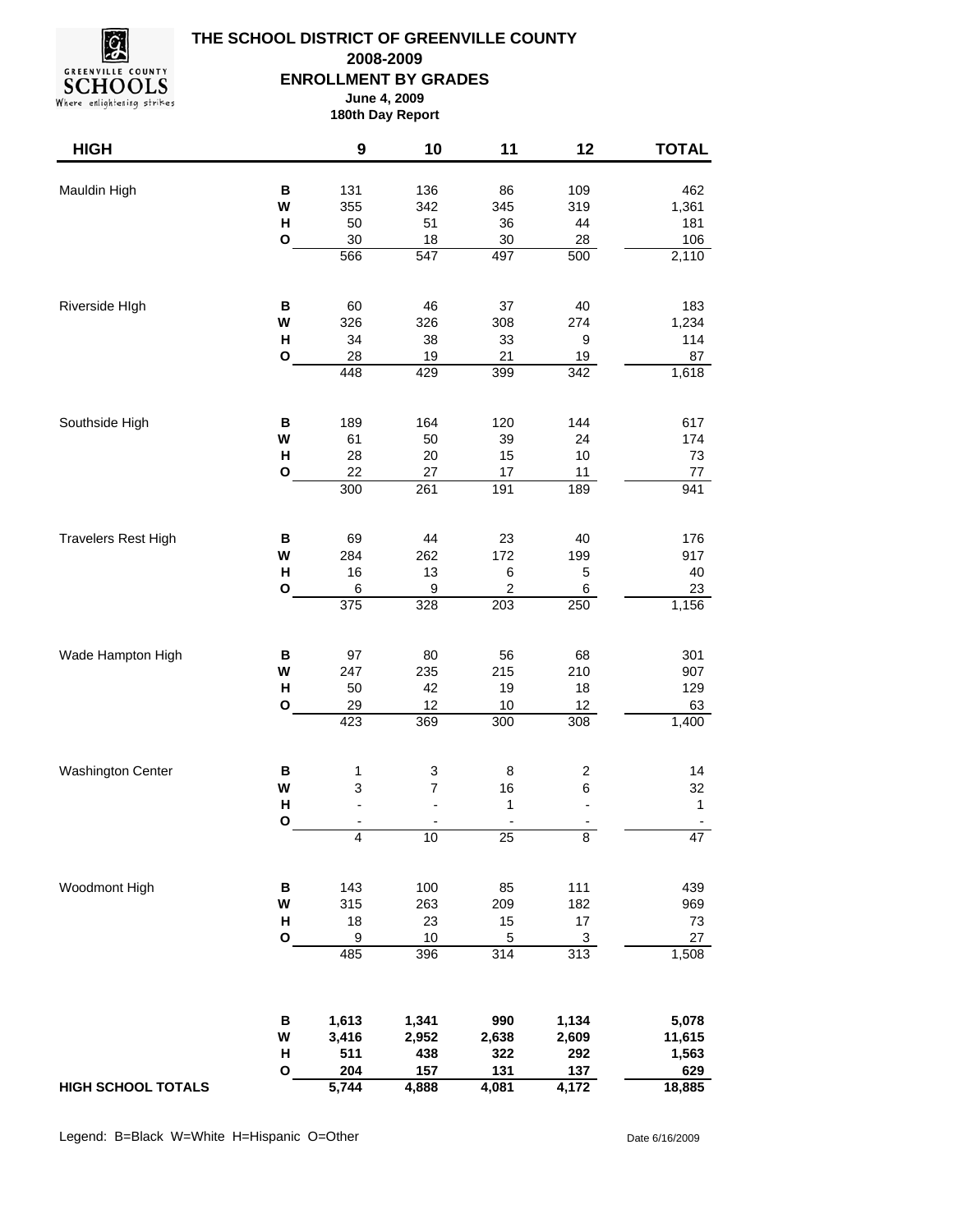**THE SCHOOL DISTRICT OF GREENVILLE COUNTY**
**2008-2009**
**ENROLLMENT BY GRADES**
**June 4, 2009**
**180th Day Report**

| HIGH | | 9 | 10 | 11 | 12 | TOTAL |
|---|---|---|---|---|---|---|
| Mauldin High | B | 131 | 136 | 86 | 109 | 462 |
| | W | 355 | 342 | 345 | 319 | 1,361 |
| | H | 50 | 51 | 36 | 44 | 181 |
| | O | 30 | 18 | 30 | 28 | 106 |
| | | 566 | 547 | 497 | 500 | 2,110 |
| Riverside HIgh | B | 60 | 46 | 37 | 40 | 183 |
| | W | 326 | 326 | 308 | 274 | 1,234 |
| | H | 34 | 38 | 33 | 9 | 114 |
| | O | 28 | 19 | 21 | 19 | 87 |
| | | 448 | 429 | 399 | 342 | 1,618 |
| Southside High | B | 189 | 164 | 120 | 144 | 617 |
| | W | 61 | 50 | 39 | 24 | 174 |
| | H | 28 | 20 | 15 | 10 | 73 |
| | O | 22 | 27 | 17 | 11 | 77 |
| | | 300 | 261 | 191 | 189 | 941 |
| Travelers Rest High | B | 69 | 44 | 23 | 40 | 176 |
| | W | 284 | 262 | 172 | 199 | 917 |
| | H | 16 | 13 | 6 | 5 | 40 |
| | O | 6 | 9 | 2 | 6 | 23 |
| | | 375 | 328 | 203 | 250 | 1,156 |
| Wade Hampton High | B | 97 | 80 | 56 | 68 | 301 |
| | W | 247 | 235 | 215 | 210 | 907 |
| | H | 50 | 42 | 19 | 18 | 129 |
| | O | 29 | 12 | 10 | 12 | 63 |
| | | 423 | 369 | 300 | 308 | 1,400 |
| Washington Center | B | 1 | 3 | 8 | 2 | 14 |
| | W | 3 | 7 | 16 | 6 | 32 |
| | H | - | - | 1 | - | 1 |
| | O | - | - | - | - | - |
| | | 4 | 10 | 25 | 8 | 47 |
| Woodmont High | B | 143 | 100 | 85 | 111 | 439 |
| | W | 315 | 263 | 209 | 182 | 969 |
| | H | 18 | 23 | 15 | 17 | 73 |
| | O | 9 | 10 | 5 | 3 | 27 |
| | | 485 | 396 | 314 | 313 | 1,508 |
| | **B** | **1,613** | **1,341** | **990** | **1,134** | **5,078** |
| | **W** | **3,416** | **2,952** | **2,638** | **2,609** | **11,615** |
| | **H** | **511** | **438** | **322** | **292** | **1,563** |
| | **O** | **204** | **157** | **131** | **137** | **629** |
| **HIGH SCHOOL TOTALS** | | **5,744** | **4,888** | **4,081** | **4,172** | **18,885** |

Legend: B=Black W=White H=Hispanic O=Other

Date 6/16/2009